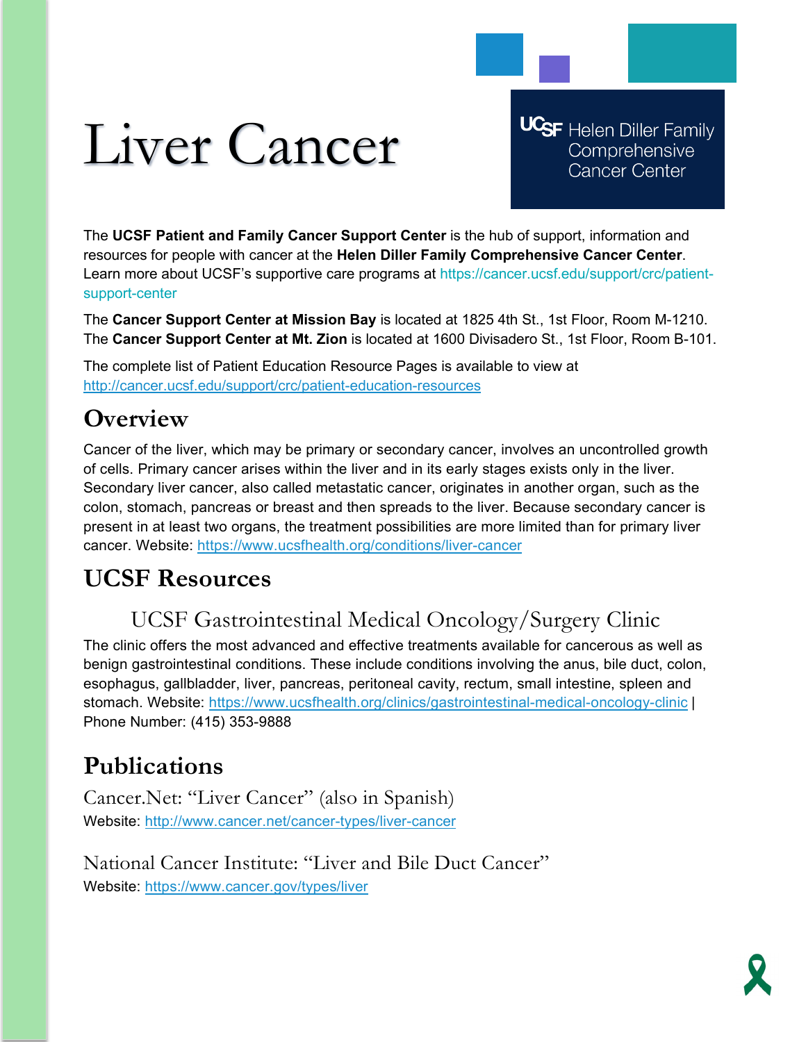# Liver Cancer

UCSF Helen Diller Family Comprehensive Cancer Center

The **UCSF Patient and Family Cancer Support Center** is the hub of support, information and resources for people with cancer at the **Helen Diller Family Comprehensive Cancer Center**. Learn more about UCSF's supportive care programs at https://cancer.ucsf.edu/support/crc/patient-support-center

The **Cancer Support Center at Mission Bay** is located at 1825 4th St., 1st Floor, Room M-1210. The **Cancer Support Center at Mt. Zion** is located at 1600 Divisadero St., 1st Floor, Room B-101.

The complete list of Patient Education Resource Pages is available to view at http://cancer.ucsf.edu/support/crc/patient-education-resources

## Overview

Cancer of the liver, which may be primary or secondary cancer, involves an uncontrolled growth of cells. Primary cancer arises within the liver and in its early stages exists only in the liver. Secondary liver cancer, also called metastatic cancer, originates in another organ, such as the colon, stomach, pancreas or breast and then spreads to the liver. Because secondary cancer is present in at least two organs, the treatment possibilities are more limited than for primary liver cancer. Website: https://www.ucsfhealth.org/conditions/liver-cancer

## UCSF Resources

### UCSF Gastrointestinal Medical Oncology/Surgery Clinic

The clinic offers the most advanced and effective treatments available for cancerous as well as benign gastrointestinal conditions. These include conditions involving the anus, bile duct, colon, esophagus, gallbladder, liver, pancreas, peritoneal cavity, rectum, small intestine, spleen and stomach. Website: https://www.ucsfhealth.org/clinics/gastrointestinal-medical-oncology-clinic | Phone Number: (415) 353-9888

## Publications

### Cancer.Net: "Liver Cancer" (also in Spanish)

Website: http://www.cancer.net/cancer-types/liver-cancer

### National Cancer Institute: "Liver and Bile Duct Cancer"

Website: https://www.cancer.gov/types/liver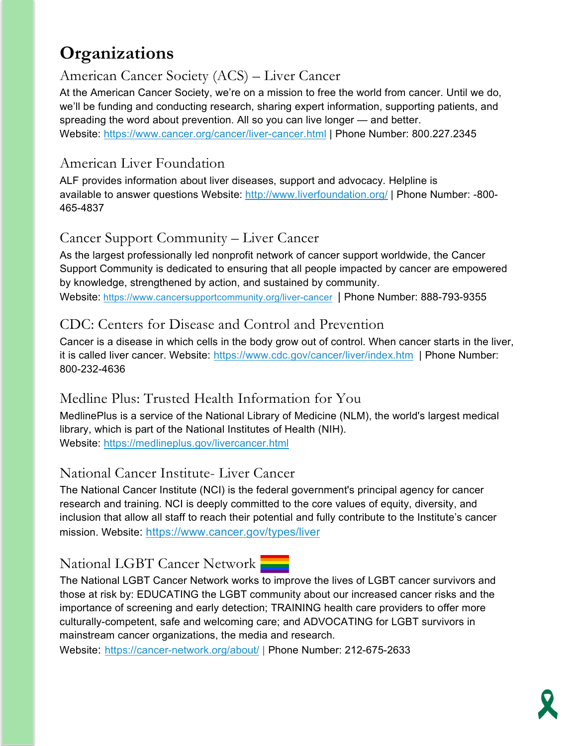# Organizations

## American Cancer Society (ACS) – Liver Cancer

At the American Cancer Society, we're on a mission to free the world from cancer. Until we do, we'll be funding and conducting research, sharing expert information, supporting patients, and spreading the word about prevention. All so you can live longer — and better.
Website: https://www.cancer.org/cancer/liver-cancer.html | Phone Number: 800.227.2345

## American Liver Foundation

ALF provides information about liver diseases, support and advocacy. Helpline is available to answer questions Website: http://www.liverfoundation.org/ | Phone Number: -800-465-4837

## Cancer Support Community – Liver Cancer

As the largest professionally led nonprofit network of cancer support worldwide, the Cancer Support Community is dedicated to ensuring that all people impacted by cancer are empowered by knowledge, strengthened by action, and sustained by community.
Website: https://www.cancersupportcommunity.org/liver-cancer | Phone Number: 888-793-9355

## CDC: Centers for Disease and Control and Prevention

Cancer is a disease in which cells in the body grow out of control. When cancer starts in the liver, it is called liver cancer. Website: https://www.cdc.gov/cancer/liver/index.htm | Phone Number: 800-232-4636

## Medline Plus: Trusted Health Information for You

MedlinePlus is a service of the National Library of Medicine (NLM), the world's largest medical library, which is part of the National Institutes of Health (NIH).
Website: https://medlineplus.gov/livercancer.html

## National Cancer Institute- Liver Cancer

The National Cancer Institute (NCI) is the federal government's principal agency for cancer research and training. NCI is deeply committed to the core values of equity, diversity, and inclusion that allow all staff to reach their potential and fully contribute to the Institute's cancer mission. Website: https://www.cancer.gov/types/liver

## National LGBT Cancer Network

The National LGBT Cancer Network works to improve the lives of LGBT cancer survivors and those at risk by: EDUCATING the LGBT community about our increased cancer risks and the importance of screening and early detection; TRAINING health care providers to offer more culturally-competent, safe and welcoming care; and ADVOCATING for LGBT survivors in mainstream cancer organizations, the media and research.
Website: https://cancer-network.org/about/ | Phone Number: 212-675-2633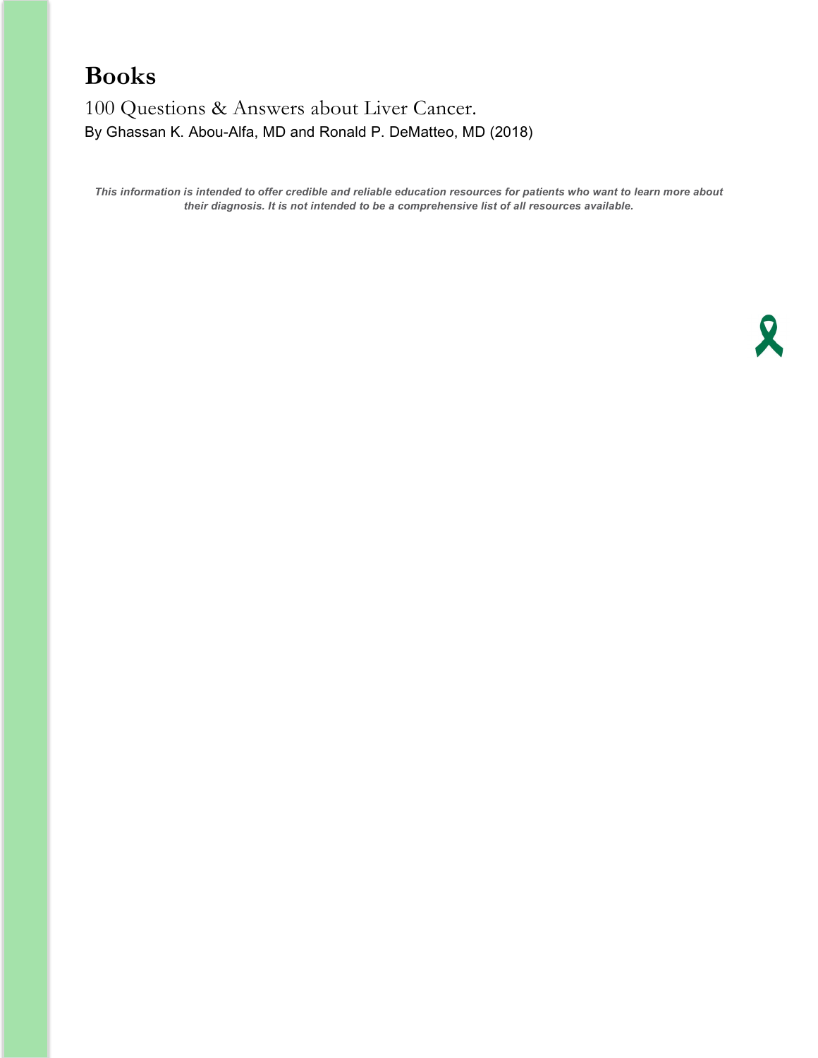# Books

100 Questions & Answers about Liver Cancer.

By Ghassan K. Abou-Alfa, MD and Ronald P. DeMatteo, MD (2018)

***This information is intended to offer credible and reliable education resources for patients who want to learn more about their diagnosis. It is not intended to be a comprehensive list of all resources available.***